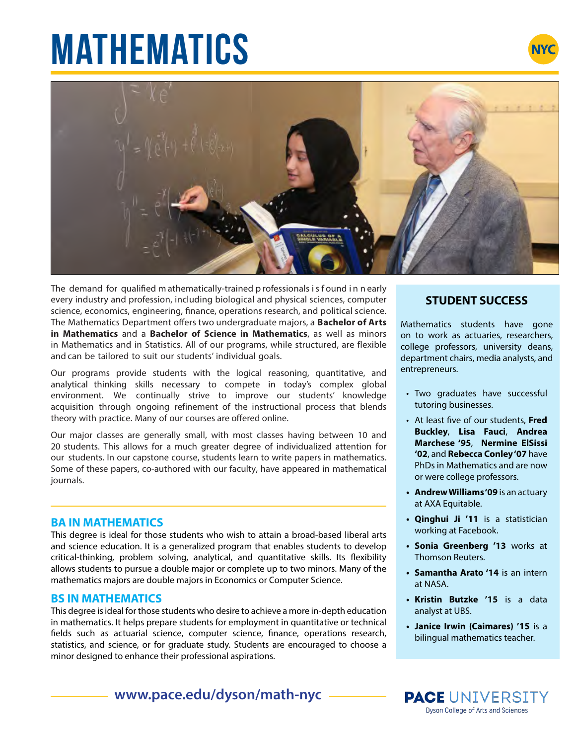# MATHEMATICS

NYC

The demand for qualified m athematically-trained p rofessionals i s f ound i n nearly every industry and profession, including biological and physical sciences, computer science, economics, engineering, finance, operations research, and political science. The Mathematics Department offers two undergraduate majors, a **Bachelor of Arts in Mathematics** and a **Bachelor of Science in Mathematics**, as well as minors in Mathematics and in Statistics. All of our programs, while structured, are flexible and can be tailored to suit our students' individual goals.

Our programs provide students with the logical reasoning, quantitative, and analytical thinking skills necessary to compete in today's complex global environment. We continually strive to improve our students' knowledge acquisition through ongoing refinement of the instructional process that blends theory with practice. Many of our courses are offered online.

Our major classes are generally small, with most classes having between 10 and 20 students. This allows for a much greater degree of individualized attention for our students. In our capstone course, students learn to write papers in mathematics. Some of these papers, co-authored with our faculty, have appeared in mathematical journals.

## BA IN MATHEMATICS

This degree is ideal for those students who wish to attain a broad-based liberal arts and science education. It is a generalized program that enables students to develop critical-thinking, problem solving, analytical, and quantitative skills. Its flexibility allows students to pursue a double major or complete up to two minors. Many of the mathematics majors are double majors in Economics or Computer Science.

## BS IN MATHEMATICS

This degree is ideal for those students who desire to achieve a more in-depth education in mathematics. It helps prepare students for employment in quantitative or technical fields such as actuarial science, computer science, finance, operations research, statistics, and science, or for graduate study. Students are encouraged to choose a minor designed to enhance their professional aspirations.

## STUDENT SUCCESS

Mathematics students have gone on to work as actuaries, researchers, college professors, university deans, department chairs, media analysts, and entrepreneurs.

- Two graduates have successful tutoring businesses.
- At least five of our students, **Fred Buckley**, **Lisa Fauci**, **Andrea Marchese '95**, **Nermine ElSissi '02**, and **Rebecca Conley '07** have PhDs in Mathematics and are now or were college professors.
- **Andrew Williams '09** is an actuary at AXA Equitable.
- **Qinghui Ji '11** is a statistician working at Facebook.
- **Sonia Greenberg '13** works at Thomson Reuters.
- **Samantha Arato '14** is an intern at NASA.
- **Kristin Butzke '15** is a data analyst at UBS.
- **Janice Irwin (Caimares) '15** is a bilingual mathematics teacher.

**www.pace.edu/dyson/math-nyc**

PACE UNIVERSITY
Dyson College of Arts and Sciences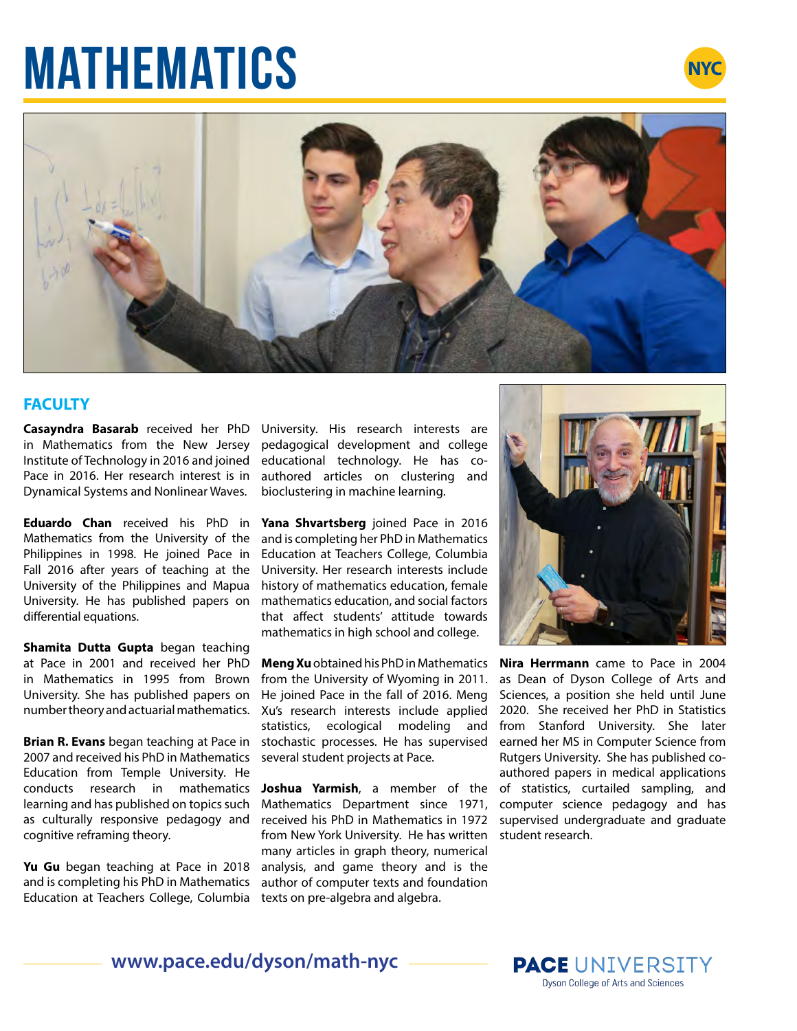# MATHEMATICS

NYC

## FACULTY

**Casayndra Basarab** received her PhD in Mathematics from the New Jersey Institute of Technology in 2016 and joined Pace in 2016. Her research interest is in Dynamical Systems and Nonlinear Waves.

**Eduardo Chan** received his PhD in Mathematics from the University of the Philippines in 1998. He joined Pace in Fall 2016 after years of teaching at the University of the Philippines and Mapua University. He has published papers on differential equations.

**Shamita Dutta Gupta** began teaching at Pace in 2001 and received her PhD in Mathematics in 1995 from Brown University. She has published papers on number theory and actuarial mathematics.

**Brian R. Evans** began teaching at Pace in 2007 and received his PhD in Mathematics Education from Temple University. He conducts research in mathematics learning and has published on topics such as culturally responsive pedagogy and cognitive reframing theory.

**Yu Gu** began teaching at Pace in 2018 and is completing his PhD in Mathematics Education at Teachers College, Columbia University. His research interests are pedagogical development and college educational technology. He has co-authored articles on clustering and bioclustering in machine learning.

**Yana Shvartsberg** joined Pace in 2016 and is completing her PhD in Mathematics Education at Teachers College, Columbia University. Her research interests include history of mathematics education, female mathematics education, and social factors that affect students' attitude towards mathematics in high school and college.

**Meng Xu** obtained his PhD in Mathematics from the University of Wyoming in 2011. He joined Pace in the fall of 2016. Meng Xu's research interests include applied statistics, ecological modeling and stochastic processes. He has supervised several student projects at Pace.

**Joshua Yarmish**, a member of the Mathematics Department since 1971, received his PhD in Mathematics in 1972 from New York University. He has written many articles in graph theory, numerical analysis, and game theory and is the author of computer texts and foundation texts on pre-algebra and algebra.

**Nira Herrmann** came to Pace in 2004 as Dean of Dyson College of Arts and Sciences, a position she held until June 2020. She received her PhD in Statistics from Stanford University. She later earned her MS in Computer Science from Rutgers University. She has published co-authored papers in medical applications of statistics, curtailed sampling, and computer science pedagogy and has supervised undergraduate and graduate student research.

www.pace.edu/dyson/math-nyc

PACE UNIVERSITY
Dyson College of Arts and Sciences